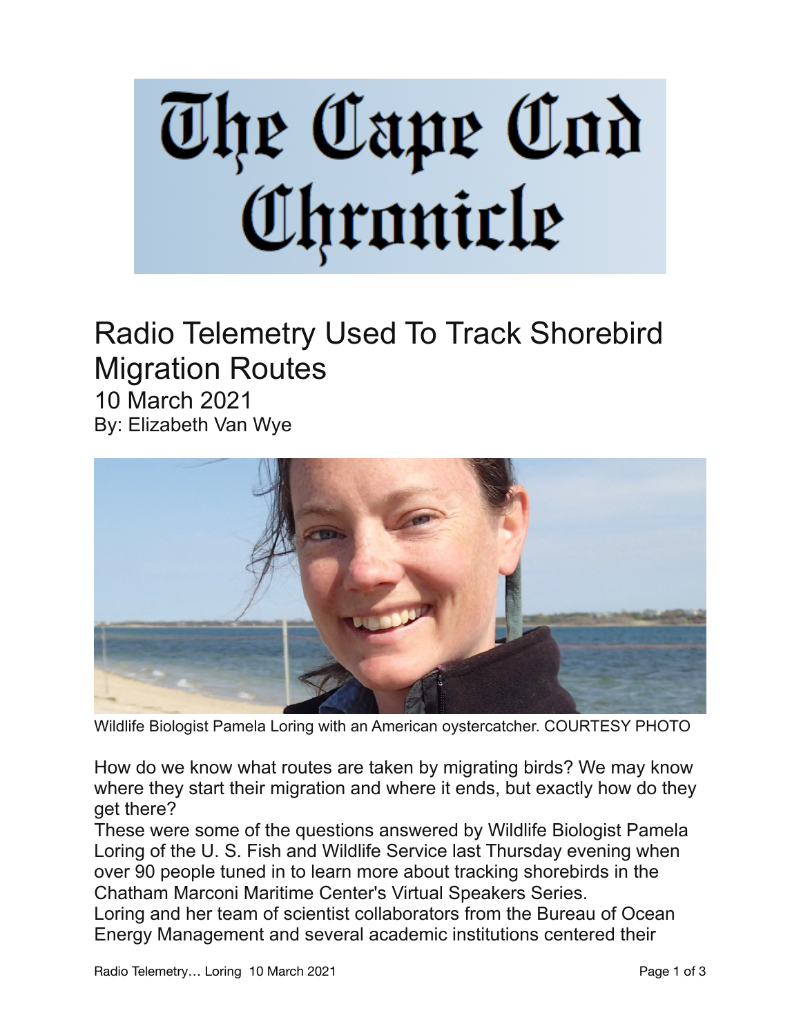# The Cape Cod Chronicle

## Radio Telemetry Used To Track Shorebird Migration Routes

10 March 2021

By: Elizabeth Van Wye

Wildlife Biologist Pamela Loring with an American oystercatcher. COURTESY PHOTO

How do we know what routes are taken by migrating birds? We may know where they start their migration and where it ends, but exactly how do they get there?

These were some of the questions answered by Wildlife Biologist Pamela Loring of the U. S. Fish and Wildlife Service last Thursday evening when over 90 people tuned in to learn more about tracking shorebirds in the Chatham Marconi Maritime Center's Virtual Speakers Series.

Loring and her team of scientist collaborators from the Bureau of Ocean Energy Management and several academic institutions centered their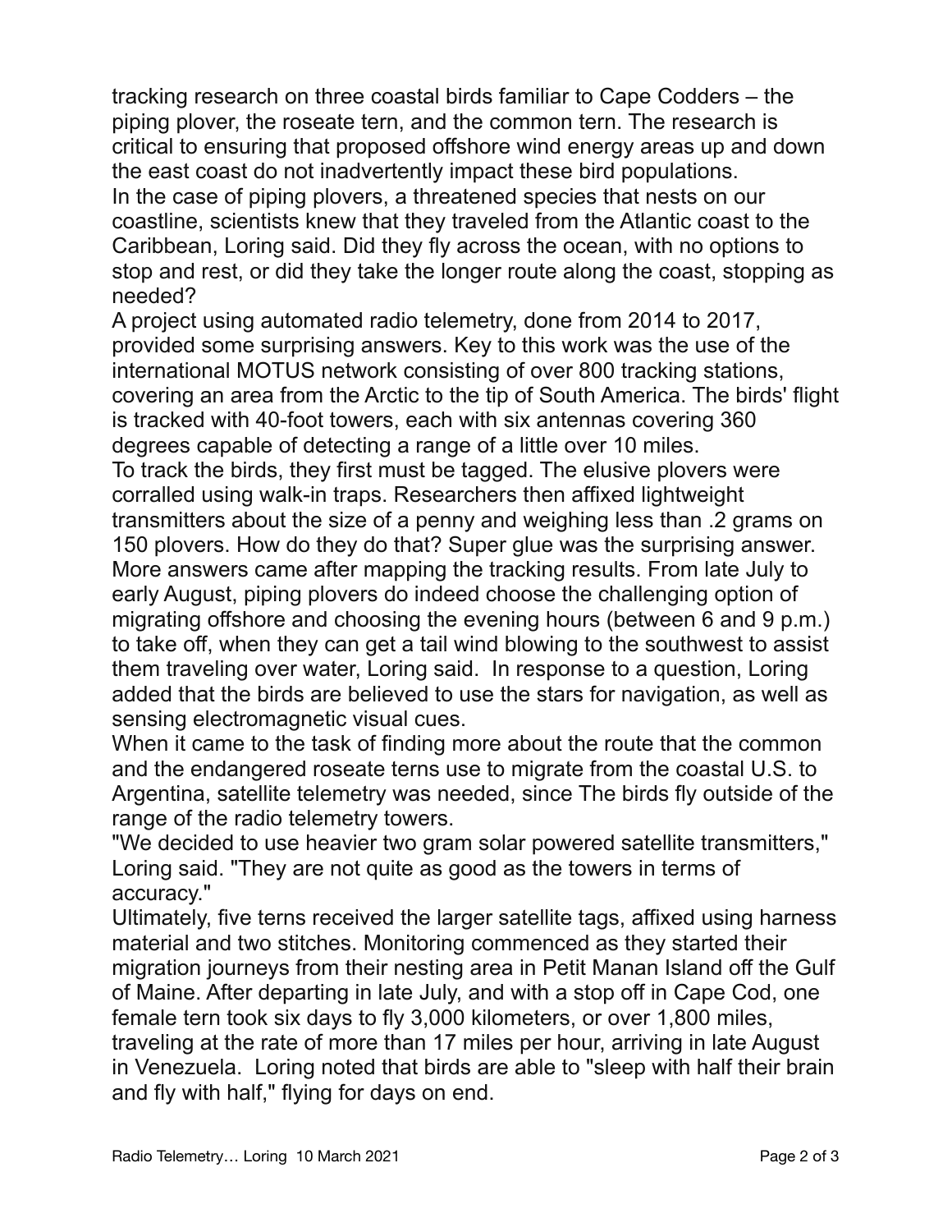tracking research on three coastal birds familiar to Cape Codders – the piping plover, the roseate tern, and the common tern. The research is critical to ensuring that proposed offshore wind energy areas up and down the east coast do not inadvertently impact these bird populations.

In the case of piping plovers, a threatened species that nests on our coastline, scientists knew that they traveled from the Atlantic coast to the Caribbean, Loring said. Did they fly across the ocean, with no options to stop and rest, or did they take the longer route along the coast, stopping as needed?

A project using automated radio telemetry, done from 2014 to 2017, provided some surprising answers. Key to this work was the use of the international MOTUS network consisting of over 800 tracking stations, covering an area from the Arctic to the tip of South America. The birds' flight is tracked with 40-foot towers, each with six antennas covering 360 degrees capable of detecting a range of a little over 10 miles.

To track the birds, they first must be tagged. The elusive plovers were corralled using walk-in traps. Researchers then affixed lightweight transmitters about the size of a penny and weighing less than .2 grams on 150 plovers. How do they do that? Super glue was the surprising answer.

More answers came after mapping the tracking results. From late July to early August, piping plovers do indeed choose the challenging option of migrating offshore and choosing the evening hours (between 6 and 9 p.m.) to take off, when they can get a tail wind blowing to the southwest to assist them traveling over water, Loring said. In response to a question, Loring added that the birds are believed to use the stars for navigation, as well as sensing electromagnetic visual cues.

When it came to the task of finding more about the route that the common and the endangered roseate terns use to migrate from the coastal U.S. to Argentina, satellite telemetry was needed, since The birds fly outside of the range of the radio telemetry towers.

"We decided to use heavier two gram solar powered satellite transmitters," Loring said. "They are not quite as good as the towers in terms of accuracy."

Ultimately, five terns received the larger satellite tags, affixed using harness material and two stitches. Monitoring commenced as they started their migration journeys from their nesting area in Petit Manan Island off the Gulf of Maine. After departing in late July, and with a stop off in Cape Cod, one female tern took six days to fly 3,000 kilometers, or over 1,800 miles, traveling at the rate of more than 17 miles per hour, arriving in late August in Venezuela. Loring noted that birds are able to "sleep with half their brain and fly with half," flying for days on end.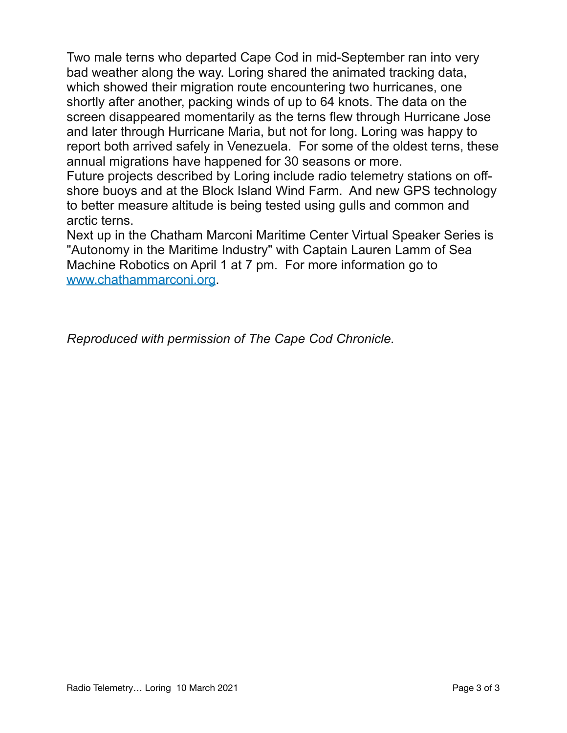Two male terns who departed Cape Cod in mid-September ran into very bad weather along the way. Loring shared the animated tracking data, which showed their migration route encountering two hurricanes, one shortly after another, packing winds of up to 64 knots. The data on the screen disappeared momentarily as the terns flew through Hurricane Jose and later through Hurricane Maria, but not for long. Loring was happy to report both arrived safely in Venezuela. For some of the oldest terns, these annual migrations have happened for 30 seasons or more.

Future projects described by Loring include radio telemetry stations on off-shore buoys and at the Block Island Wind Farm. And new GPS technology to better measure altitude is being tested using gulls and common and arctic terns.

Next up in the Chatham Marconi Maritime Center Virtual Speaker Series is "Autonomy in the Maritime Industry" with Captain Lauren Lamm of Sea Machine Robotics on April 1 at 7 pm. For more information go to [www.chathammarconi.org](http://www.chathammarconi.org).

*Reproduced with permission of The Cape Cod Chronicle.*